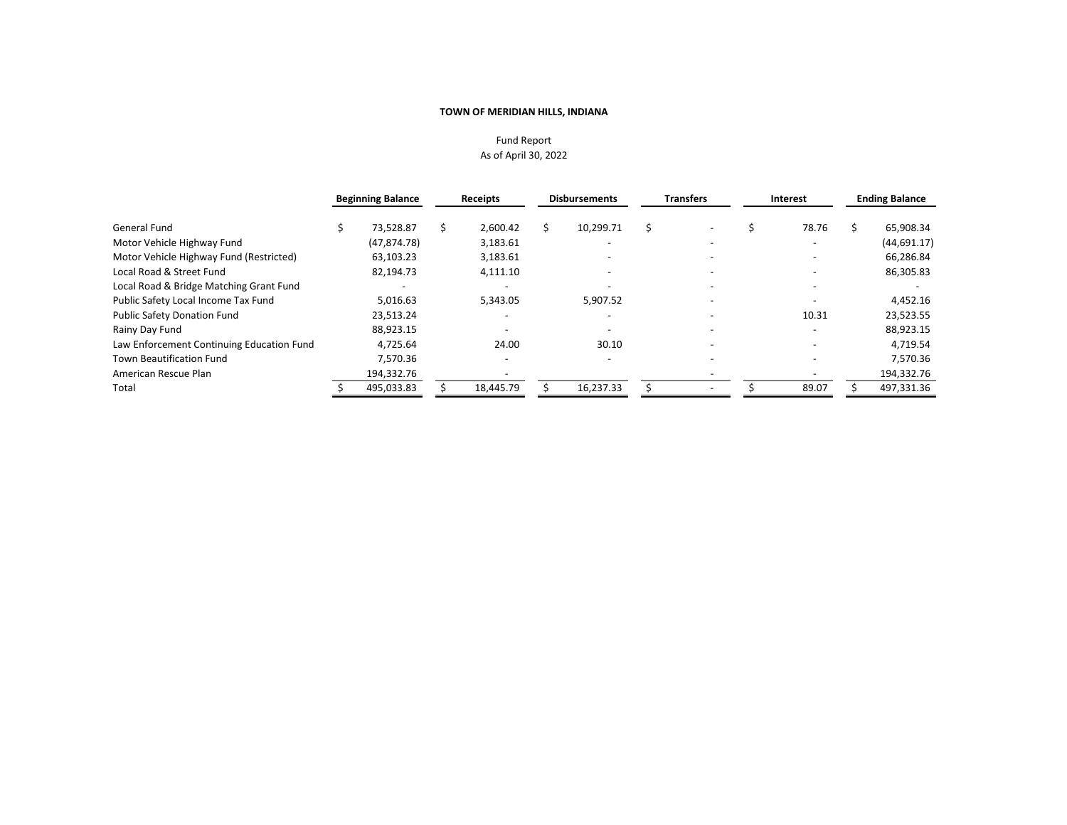**TOWN OF MERIDIAN HILLS, INDIANA**

Fund Report
As of April 30, 2022

| | Beginning Balance | Receipts | Disbursements | Transfers | Interest | Ending Balance |
|---|---|---|---|---|---|---|
| General Fund | $ 73,528.87 | $ 2,600.42 | $ 10,299.71 | $ - | $ 78.76 | $ 65,908.34 |
| Motor Vehicle Highway Fund | (47,874.78) | 3,183.61 | - | - | - | (44,691.17) |
| Motor Vehicle Highway Fund (Restricted) | 63,103.23 | 3,183.61 | - | - | - | 66,286.84 |
| Local Road & Street Fund | 82,194.73 | 4,111.10 | - | - | - | 86,305.83 |
| Local Road & Bridge Matching Grant Fund | - | - | - | - | - | - |
| Public Safety Local Income Tax Fund | 5,016.63 | 5,343.05 | 5,907.52 | - | - | 4,452.16 |
| Public Safety Donation Fund | 23,513.24 | - | - | - | 10.31 | 23,523.55 |
| Rainy Day Fund | 88,923.15 | - | - | - | - | 88,923.15 |
| Law Enforcement Continuing Education Fund | 4,725.64 | 24.00 | 30.10 | - | - | 4,719.54 |
| Town Beautification Fund | 7,570.36 | - | - | - | - | 7,570.36 |
| American Rescue Plan | 194,332.76 | - | | - | - | 194,332.76 |
| Total | $ 495,033.83 | $ 18,445.79 | $ 16,237.33 | $ - | $ 89.07 | $ 497,331.36 |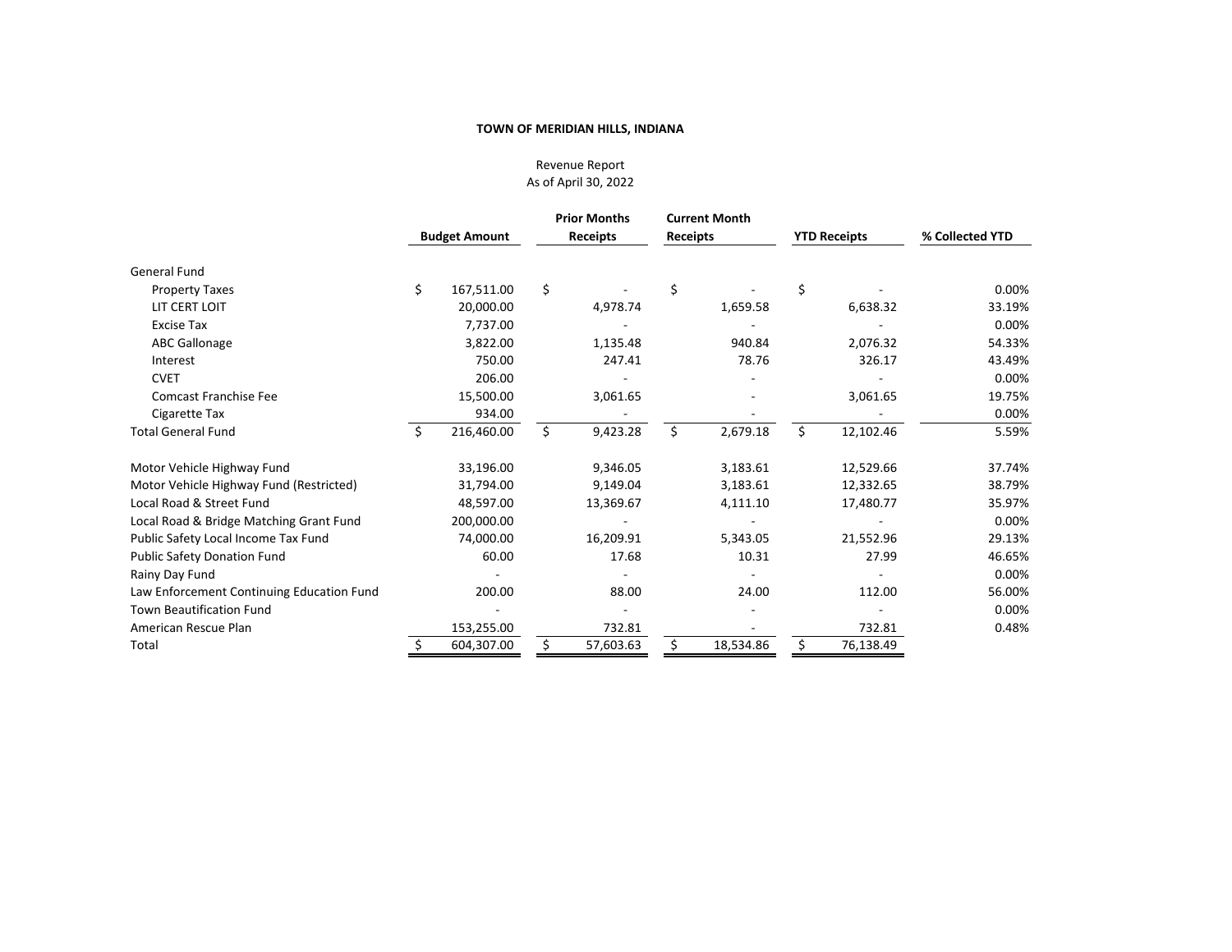**TOWN OF MERIDIAN HILLS, INDIANA**

Revenue Report
As of April 30, 2022

| | Budget Amount | Prior Months Receipts | Current Month Receipts | YTD Receipts | % Collected YTD |
|---|---|---|---|---|---|
| General Fund | | | | | |
| Property Taxes | $ 167,511.00 | $ - | $ - | $ - | 0.00% |
| LIT CERT LOIT | 20,000.00 | 4,978.74 | 1,659.58 | 6,638.32 | 33.19% |
| Excise Tax | 7,737.00 | - | - | - | 0.00% |
| ABC Gallonage | 3,822.00 | 1,135.48 | 940.84 | 2,076.32 | 54.33% |
| Interest | 750.00 | 247.41 | 78.76 | 326.17 | 43.49% |
| CVET | 206.00 | - | - | - | 0.00% |
| Comcast Franchise Fee | 15,500.00 | 3,061.65 | - | 3,061.65 | 19.75% |
| Cigarette Tax | 934.00 | - | - | - | 0.00% |
| Total General Fund | $ 216,460.00 | $ 9,423.28 | $ 2,679.18 | $ 12,102.46 | 5.59% |
| | | | | | |
| Motor Vehicle Highway Fund | 33,196.00 | 9,346.05 | 3,183.61 | 12,529.66 | 37.74% |
| Motor Vehicle Highway Fund (Restricted) | 31,794.00 | 9,149.04 | 3,183.61 | 12,332.65 | 38.79% |
| Local Road & Street Fund | 48,597.00 | 13,369.67 | 4,111.10 | 17,480.77 | 35.97% |
| Local Road & Bridge Matching Grant Fund | 200,000.00 | - | - | - | 0.00% |
| Public Safety Local Income Tax Fund | 74,000.00 | 16,209.91 | 5,343.05 | 21,552.96 | 29.13% |
| Public Safety Donation Fund | 60.00 | 17.68 | 10.31 | 27.99 | 46.65% |
| Rainy Day Fund | - | - | - | - | 0.00% |
| Law Enforcement Continuing Education Fund | 200.00 | 88.00 | 24.00 | 112.00 | 56.00% |
| Town Beautification Fund | - | - | - | - | 0.00% |
| American Rescue Plan | 153,255.00 | 732.81 | - | 732.81 | 0.48% |
| Total | $ 604,307.00 | $ 57,603.63 | $ 18,534.86 | $ 76,138.49 | |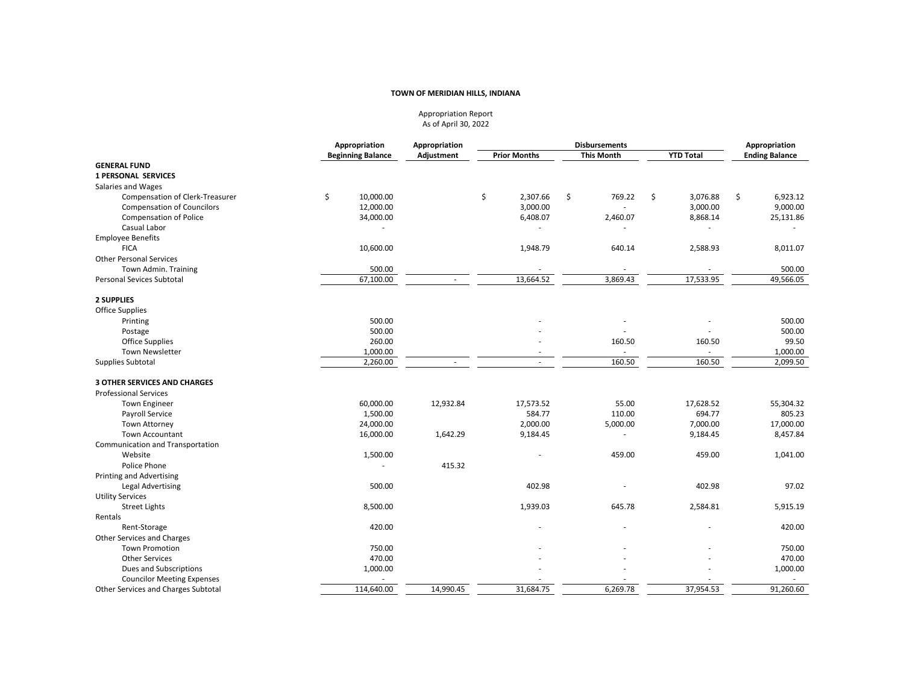**TOWN OF MERIDIAN HILLS, INDIANA**

Appropriation Report
As of April 30, 2022

| | Appropriation Beginning Balance | Appropriation Adjustment | Disbursements Prior Months | Disbursements This Month | Disbursements YTD Total | Appropriation Ending Balance |
|---|---|---|---|---|---|---|
| **GENERAL FUND** | | | | | | |
| **1 PERSONAL SERVICES** | | | | | | |
| Salaries and Wages | | | | | | |
| Compensation of Clerk-Treasurer | $ 10,000.00 | | $ 2,307.66 | $ 769.22 | $ 3,076.88 | $ 6,923.12 |
| Compensation of Councilors | 12,000.00 | | 3,000.00 | - | 3,000.00 | 9,000.00 |
| Compensation of Police | 34,000.00 | | 6,408.07 | 2,460.07 | 8,868.14 | 25,131.86 |
| Casual Labor | - | | - | - | - | - |
| Employee Benefits | | | | | | |
| FICA | 10,600.00 | | 1,948.79 | 640.14 | 2,588.93 | 8,011.07 |
| Other Personal Services | | | | | | |
| Town Admin. Training | 500.00 | | - | - | - | 500.00 |
| Personal Sevices Subtotal | 67,100.00 | - | 13,664.52 | 3,869.43 | 17,533.95 | 49,566.05 |
| **2 SUPPLIES** | | | | | | |
| Office Supplies | | | | | | |
| Printing | 500.00 | | - | - | - | 500.00 |
| Postage | 500.00 | | - | - | - | 500.00 |
| Office Supplies | 260.00 | | - | 160.50 | 160.50 | 99.50 |
| Town Newsletter | 1,000.00 | | - | - | - | 1,000.00 |
| Supplies Subtotal | 2,260.00 | - | - | 160.50 | 160.50 | 2,099.50 |
| **3 OTHER SERVICES AND CHARGES** | | | | | | |
| Professional Services | | | | | | |
| Town Engineer | 60,000.00 | 12,932.84 | 17,573.52 | 55.00 | 17,628.52 | 55,304.32 |
| Payroll Service | 1,500.00 | | 584.77 | 110.00 | 694.77 | 805.23 |
| Town Attorney | 24,000.00 | | 2,000.00 | 5,000.00 | 7,000.00 | 17,000.00 |
| Town Accountant | 16,000.00 | 1,642.29 | 9,184.45 | - | 9,184.45 | 8,457.84 |
| Communication and Transportation | | | | | | |
| Website | 1,500.00 | | - | 459.00 | 459.00 | 1,041.00 |
| Police Phone | - | 415.32 | | | | |
| Printing and Advertising | | | | | | |
| Legal Advertising | 500.00 | | 402.98 | - | 402.98 | 97.02 |
| Utility Services | | | | | | |
| Street Lights | 8,500.00 | | 1,939.03 | 645.78 | 2,584.81 | 5,915.19 |
| Rentals | | | | | | |
| Rent-Storage | 420.00 | | - | - | - | 420.00 |
| Other Services and Charges | | | | | | |
| Town Promotion | 750.00 | | - | - | - | 750.00 |
| Other Services | 470.00 | | - | - | - | 470.00 |
| Dues and Subscriptions | 1,000.00 | | - | - | - | 1,000.00 |
| Councilor Meeting Expenses | - | | - | - | - | - |
| Other Services and Charges Subtotal | 114,640.00 | 14,990.45 | 31,684.75 | 6,269.78 | 37,954.53 | 91,260.60 |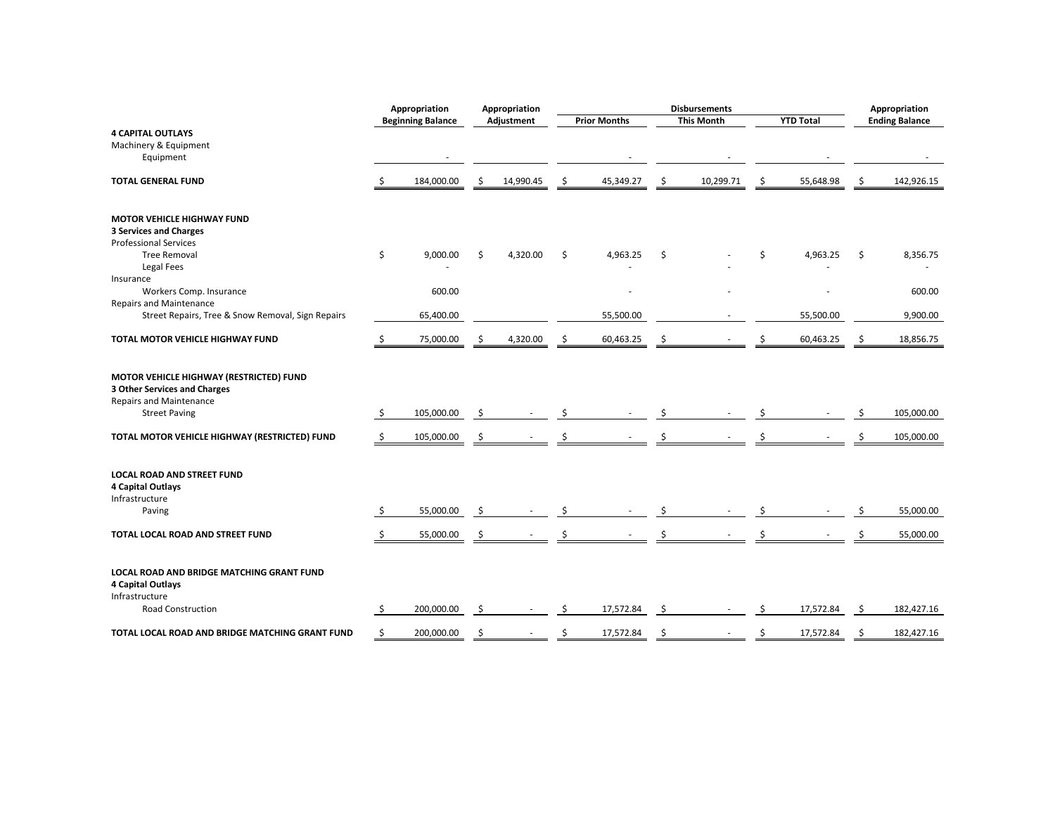| | Appropriation Beginning Balance | Appropriation Adjustment | Disbursements Prior Months | Disbursements This Month | Disbursements YTD Total | Appropriation Ending Balance |
|---|---|---|---|---|---|---|
| **4 CAPITAL OUTLAYS** | | | | | | |
| Machinery & Equipment | | | | | | |
| Equipment | - | | - | - | - | - |
| **TOTAL GENERAL FUND** | $ 184,000.00 | $ 14,990.45 | $ 45,349.27 | $ 10,299.71 | $ 55,648.98 | $ 142,926.15 |
| | | | | | | |
| **MOTOR VEHICLE HIGHWAY FUND** | | | | | | |
| **3 Services and Charges** | | | | | | |
| Professional Services | | | | | | |
| Tree Removal | $ 9,000.00 | $ 4,320.00 | $ 4,963.25 | $ - | $ 4,963.25 | $ 8,356.75 |
| Legal Fees | - | | - | - | - | - |
| Insurance | | | | | | |
| Workers Comp. Insurance | 600.00 | | - | - | - | 600.00 |
| Repairs and Maintenance | | | | | | |
| Street Repairs, Tree & Snow Removal, Sign Repairs | 65,400.00 | | 55,500.00 | - | 55,500.00 | 9,900.00 |
| **TOTAL MOTOR VEHICLE HIGHWAY FUND** | $ 75,000.00 | $ 4,320.00 | $ 60,463.25 | $ - | $ 60,463.25 | $ 18,856.75 |
| | | | | | | |
| **MOTOR VEHICLE HIGHWAY (RESTRICTED) FUND** | | | | | | |
| **3 Other Services and Charges** | | | | | | |
| Repairs and Maintenance | | | | | | |
| Street Paving | $ 105,000.00 | $ - | $ - | $ - | $ - | $ 105,000.00 |
| **TOTAL MOTOR VEHICLE HIGHWAY (RESTRICTED) FUND** | $ 105,000.00 | $ - | $ - | $ - | $ - | $ 105,000.00 |
| | | | | | | |
| **LOCAL ROAD AND STREET FUND** | | | | | | |
| **4 Capital Outlays** | | | | | | |
| Infrastructure | | | | | | |
| Paving | $ 55,000.00 | $ - | $ - | $ - | $ - | $ 55,000.00 |
| **TOTAL LOCAL ROAD AND STREET FUND** | $ 55,000.00 | $ - | $ - | $ - | $ - | $ 55,000.00 |
| | | | | | | |
| **LOCAL ROAD AND BRIDGE MATCHING GRANT FUND** | | | | | | |
| **4 Capital Outlays** | | | | | | |
| Infrastructure | | | | | | |
| Road Construction | $ 200,000.00 | $ - | $ 17,572.84 | $ - | $ 17,572.84 | $ 182,427.16 |
| **TOTAL LOCAL ROAD AND BRIDGE MATCHING GRANT FUND** | $ 200,000.00 | $ - | $ 17,572.84 | $ - | $ 17,572.84 | $ 182,427.16 |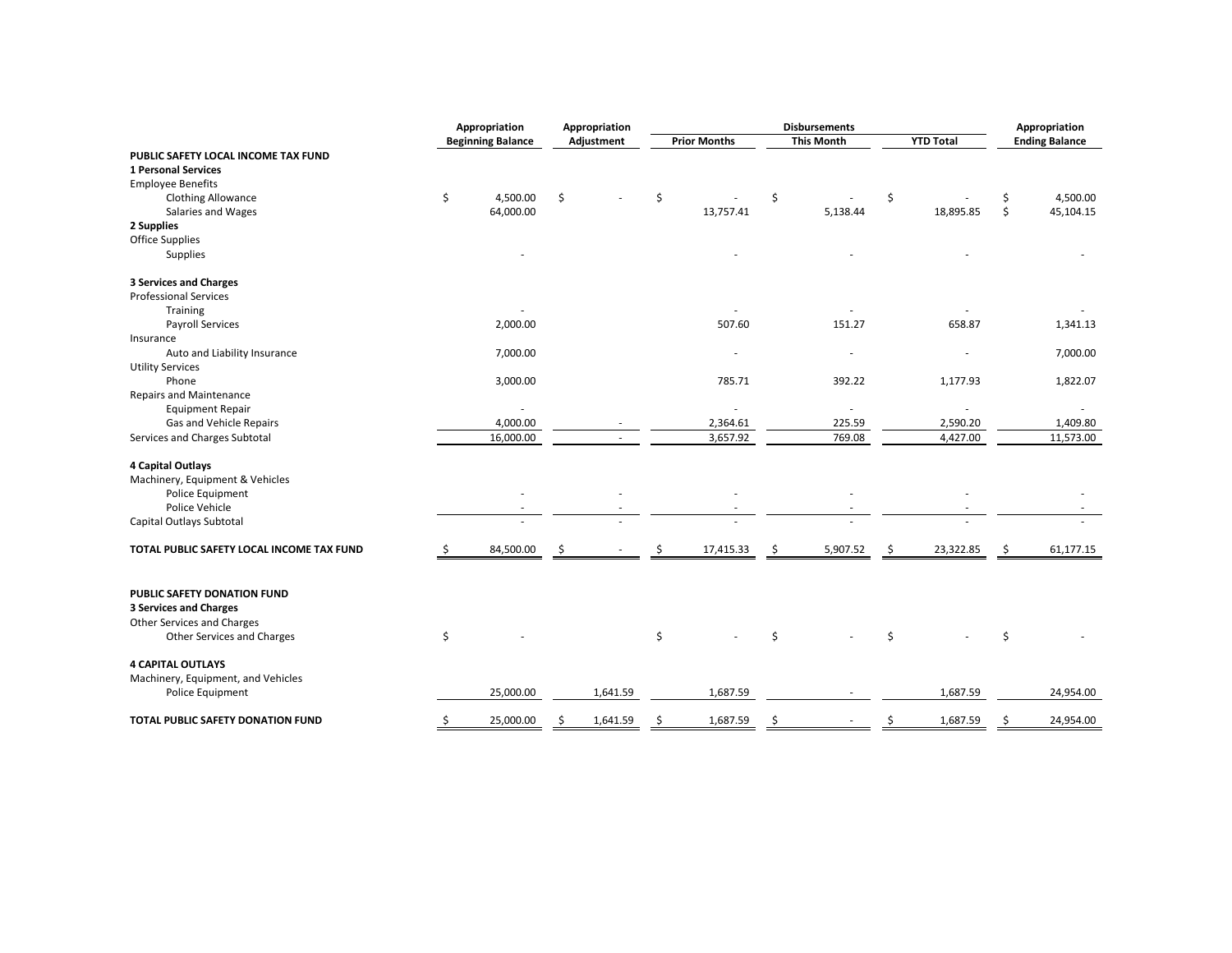| | Appropriation Beginning Balance | Appropriation Adjustment | Disbursements Prior Months | Disbursements This Month | Disbursements YTD Total | Appropriation Ending Balance |
|---|---|---|---|---|---|---|
| **PUBLIC SAFETY LOCAL INCOME TAX FUND** | | | | | | |
| **1 Personal Services** | | | | | | |
| Employee Benefits | | | | | | |
| Clothing Allowance | $ 4,500.00 | $ - | $ - | $ - | $ - | $ 4,500.00 |
| Salaries and Wages | 64,000.00 | | 13,757.41 | 5,138.44 | 18,895.85 | $ 45,104.15 |
| **2 Supplies** | | | | | | |
| Office Supplies | | | | | | |
| Supplies | - | | - | - | - | - |
| **3 Services and Charges** | | | | | | |
| Professional Services | | | | | | |
| Training | - | | - | - | - | - |
| Payroll Services | 2,000.00 | | 507.60 | 151.27 | 658.87 | 1,341.13 |
| Insurance | | | | | | |
| Auto and Liability Insurance | 7,000.00 | | - | - | - | 7,000.00 |
| Utility Services | | | | | | |
| Phone | 3,000.00 | | 785.71 | 392.22 | 1,177.93 | 1,822.07 |
| Repairs and Maintenance | | | | | | |
| Equipment Repair | - | | - | - | - | - |
| Gas and Vehicle Repairs | 4,000.00 | - | 2,364.61 | 225.59 | 2,590.20 | 1,409.80 |
| Services and Charges Subtotal | 16,000.00 | - | 3,657.92 | 769.08 | 4,427.00 | 11,573.00 |
| **4 Capital Outlays** | | | | | | |
| Machinery, Equipment & Vehicles | | | | | | |
| Police Equipment | - | - | - | - | - | - |
| Police Vehicle | - | - | - | - | - | - |
| Capital Outlays Subtotal | - | - | - | - | - | - |
| **TOTAL PUBLIC SAFETY LOCAL INCOME TAX FUND** | $ 84,500.00 | $ - | $ 17,415.33 | $ 5,907.52 | $ 23,322.85 | $ 61,177.15 |
| **PUBLIC SAFETY DONATION FUND** | | | | | | |
| **3 Services and Charges** | | | | | | |
| Other Services and Charges | | | | | | |
| Other Services and Charges | $ - | | $ - | $ - | $ - | $ - |
| **4 CAPITAL OUTLAYS** | | | | | | |
| Machinery, Equipment, and Vehicles | | | | | | |
| Police Equipment | 25,000.00 | 1,641.59 | 1,687.59 | - | 1,687.59 | 24,954.00 |
| **TOTAL PUBLIC SAFETY DONATION FUND** | $ 25,000.00 | $ 1,641.59 | $ 1,687.59 | $ - | $ 1,687.59 | $ 24,954.00 |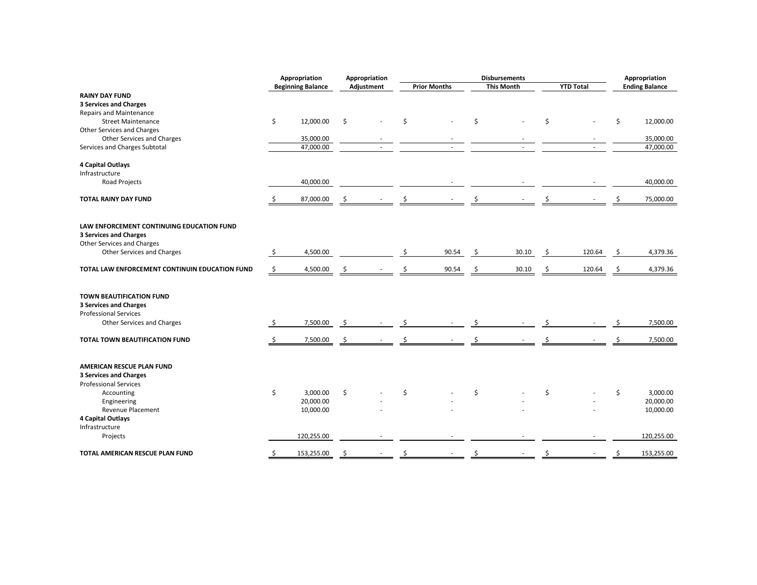| | Appropriation Beginning Balance | Appropriation Adjustment | Disbursements Prior Months | Disbursements This Month | Disbursements YTD Total | Appropriation Ending Balance |
|---|---|---|---|---|---|---|
| **RAINY DAY FUND** | | | | | | |
| **3 Services and Charges** | | | | | | |
| Repairs and Maintenance | | | | | | |
| Street Maintenance | $ 12,000.00 | $ - | $ - | $ - | $ - | $ 12,000.00 |
| Other Services and Charges | | | | | | |
| Other Services and Charges | 35,000.00 | - | - | - | - | 35,000.00 |
| Services and Charges Subtotal | 47,000.00 | - | - | - | - | 47,000.00 |
| **4 Capital Outlays** | | | | | | |
| Infrastructure | | | | | | |
| Road Projects | 40,000.00 | | - | - | - | 40,000.00 |
| **TOTAL RAINY DAY FUND** | $ 87,000.00 | $ - | $ - | $ - | $ - | $ 75,000.00 |
| | | | | | | |
| **LAW ENFORCEMENT CONTINUING EDUCATION FUND** | | | | | | |
| **3 Services and Charges** | | | | | | |
| Other Services and Charges | | | | | | |
| Other Services and Charges | $ 4,500.00 | | $ 90.54 | $ 30.10 | $ 120.64 | $ 4,379.36 |
| **TOTAL LAW ENFORCEMENT CONTINUIN EDUCATION FUND** | $ 4,500.00 | $ - | $ 90.54 | $ 30.10 | $ 120.64 | $ 4,379.36 |
| | | | | | | |
| **TOWN BEAUTIFICATION FUND** | | | | | | |
| **3 Services and Charges** | | | | | | |
| Professional Services | | | | | | |
| Other Services and Charges | $ 7,500.00 | $ - | $ - | $ - | $ - | $ 7,500.00 |
| **TOTAL TOWN BEAUTIFICATION FUND** | $ 7,500.00 | $ - | $ - | $ - | $ - | $ 7,500.00 |
| | | | | | | |
| **AMERICAN RESCUE PLAN FUND** | | | | | | |
| **3 Services and Charges** | | | | | | |
| Professional Services | | | | | | |
| Accounting | $ 3,000.00 | $ - | $ - | $ - | $ - | $ 3,000.00 |
| Engineering | 20,000.00 | - | - | - | - | 20,000.00 |
| Revenue Placement | 10,000.00 | - | - | - | - | 10,000.00 |
| **4 Capital Outlays** | | | | | | |
| Infrastructure | | | | | | |
| Projects | 120,255.00 | - | - | - | - | 120,255.00 |
| **TOTAL AMERICAN RESCUE PLAN FUND** | $ 153,255.00 | $ - | $ - | $ - | $ - | $ 153,255.00 |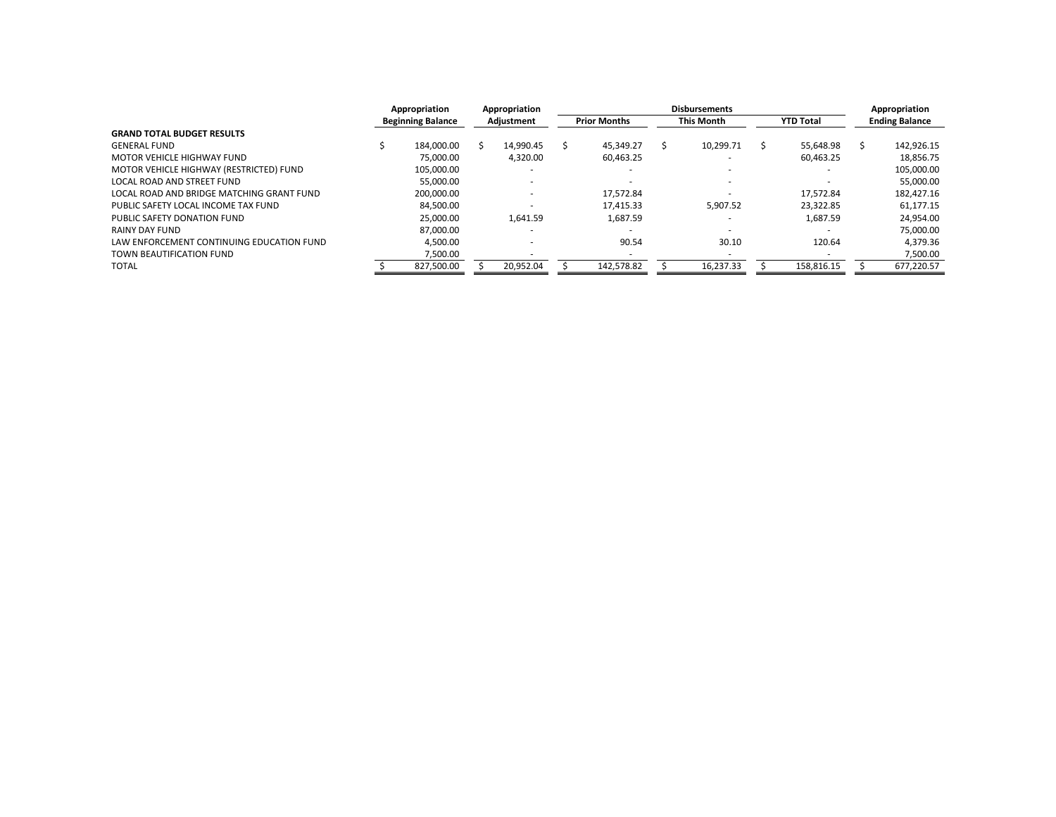| | Appropriation Beginning Balance | Appropriation Adjustment | Disbursements | | | Appropriation Ending Balance |
|---|---|---|---|---|---|---|
| | | | Prior Months | This Month | YTD Total | |
| **GRAND TOTAL BUDGET RESULTS** | | | | | | |
| GENERAL FUND | $ 184,000.00 | $ 14,990.45 | $ 45,349.27 | $ 10,299.71 | $ 55,648.98 | $ 142,926.15 |
| MOTOR VEHICLE HIGHWAY FUND | 75,000.00 | 4,320.00 | 60,463.25 | - | 60,463.25 | 18,856.75 |
| MOTOR VEHICLE HIGHWAY (RESTRICTED) FUND | 105,000.00 | - | - | - | - | 105,000.00 |
| LOCAL ROAD AND STREET FUND | 55,000.00 | - | - | - | - | 55,000.00 |
| LOCAL ROAD AND BRIDGE MATCHING GRANT FUND | 200,000.00 | - | 17,572.84 | - | 17,572.84 | 182,427.16 |
| PUBLIC SAFETY LOCAL INCOME TAX FUND | 84,500.00 | - | 17,415.33 | 5,907.52 | 23,322.85 | 61,177.15 |
| PUBLIC SAFETY DONATION FUND | 25,000.00 | 1,641.59 | 1,687.59 | - | 1,687.59 | 24,954.00 |
| RAINY DAY FUND | 87,000.00 | - | - | - | - | 75,000.00 |
| LAW ENFORCEMENT CONTINUING EDUCATION FUND | 4,500.00 | - | 90.54 | 30.10 | 120.64 | 4,379.36 |
| TOWN BEAUTIFICATION FUND | 7,500.00 | - | - | - | - | 7,500.00 |
| TOTAL | $ 827,500.00 | $ 20,952.04 | $ 142,578.82 | $ 16,237.33 | $ 158,816.15 | $ 677,220.57 |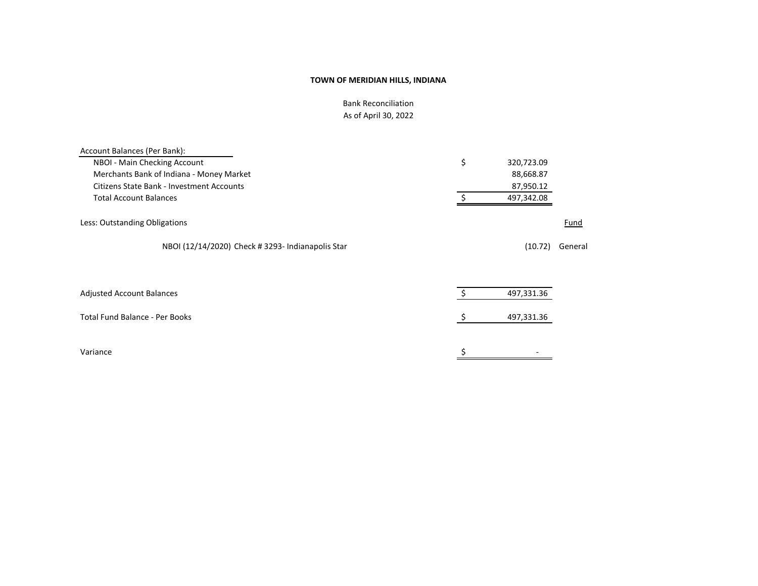**TOWN OF MERIDIAN HILLS, INDIANA**

Bank Reconciliation
As of April 30, 2022

| Account Balances (Per Bank): | | | |
|---|---|---|---|
| NBOI - Main Checking Account | $ | 320,723.09 | |
| Merchants Bank of Indiana - Money Market | | 88,668.87 | |
| Citizens State Bank - Investment Accounts | | 87,950.12 | |
| Total Account Balances | $ | 497,342.08 | |
| | | | |
| Less: Outstanding Obligations | | | Fund |
| | | | |
| NBOI (12/14/2020) Check # 3293- Indianapolis Star | | (10.72) | General |
| | | | |
| Adjusted Account Balances | $ | 497,331.36 | |
| | | | |
| Total Fund Balance - Per Books | $ | 497,331.36 | |
| | | | |
| Variance | $ | - | |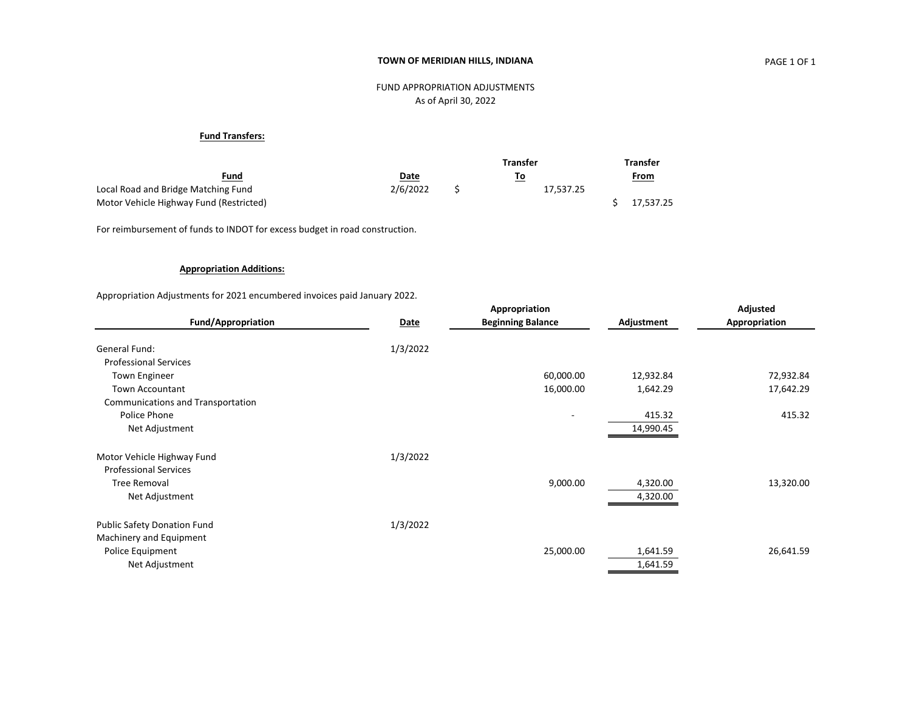**TOWN OF MERIDIAN HILLS, INDIANA**

FUND APPROPRIATION ADJUSTMENTS
As of April 30, 2022

**Fund Transfers:**

| Fund | Date | Transfer To | Transfer From |
|---|---|---|---|
| Local Road and Bridge Matching Fund | 2/6/2022 | $ 17,537.25 | |
| Motor Vehicle Highway Fund (Restricted) | | | $ 17,537.25 |

For reimbursement of funds to INDOT for excess budget in road construction.

**Appropriation Additions:**

Appropriation Adjustments for 2021 encumbered invoices paid January 2022.

| Fund/Appropriation | Date | Appropriation Beginning Balance | Adjustment | Adjusted Appropriation |
|---|---|---|---|---|
| General Fund: | 1/3/2022 | | | |
| Professional Services | | | | |
| Town Engineer | | 60,000.00 | 12,932.84 | 72,932.84 |
| Town Accountant | | 16,000.00 | 1,642.29 | 17,642.29 |
| Communications and Transportation | | | | |
| Police Phone | | - | 415.32 | 415.32 |
| Net Adjustment | | | 14,990.45 | |
| Motor Vehicle Highway Fund | 1/3/2022 | | | |
| Professional Services | | | | |
| Tree Removal | | 9,000.00 | 4,320.00 | 13,320.00 |
| Net Adjustment | | | 4,320.00 | |
| Public Safety Donation Fund | 1/3/2022 | | | |
| Machinery and Equipment | | | | |
| Police Equipment | | 25,000.00 | 1,641.59 | 26,641.59 |
| Net Adjustment | | | 1,641.59 | |